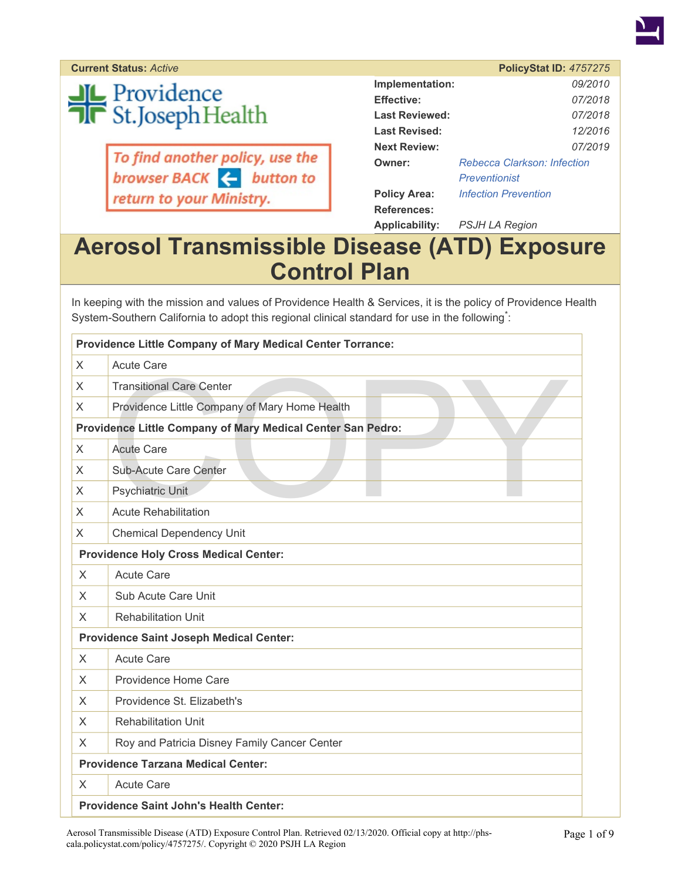**Current Status:** *Active* | **PolicyStat ID:** *4757275*

Providence St. Joseph Health

*To find another policy, use the browser BACK button to return to your Ministry.*

| | |
|---|---|
| **Implementation:** | *09/2010* |
| **Effective:** | *07/2018* |
| **Last Reviewed:** | *07/2018* |
| **Last Revised:** | *12/2016* |
| **Next Review:** | *07/2019* |
| **Owner:** | *Rebecca Clarkson: Infection Preventionist* |
| **Policy Area:** | *Infection Prevention* |
| **References:** | |
| **Applicability:** | *PSJH LA Region* |

# Aerosol Transmissible Disease (ATD) Exposure Control Plan

In keeping with the mission and values of Providence Health & Services, it is the policy of Providence Health System-Southern California to adopt this regional clinical standard for use in the following*:

| **Providence Little Company of Mary Medical Center Torrance:** | |
|---|---|
| X | Acute Care |
| X | Transitional Care Center |
| X | Providence Little Company of Mary Home Health |
| **Providence Little Company of Mary Medical Center San Pedro:** | |
| X | Acute Care |
| X | Sub-Acute Care Center |
| X | Psychiatric Unit |
| X | Acute Rehabilitation |
| X | Chemical Dependency Unit |
| **Providence Holy Cross Medical Center:** | |
| X | Acute Care |
| X | Sub Acute Care Unit |
| X | Rehabilitation Unit |
| **Providence Saint Joseph Medical Center:** | |
| X | Acute Care |
| X | Providence Home Care |
| X | Providence St. Elizabeth's |
| X | Rehabilitation Unit |
| X | Roy and Patricia Disney Family Cancer Center |
| **Providence Tarzana Medical Center:** | |
| X | Acute Care |
| **Providence Saint John's Health Center:** | |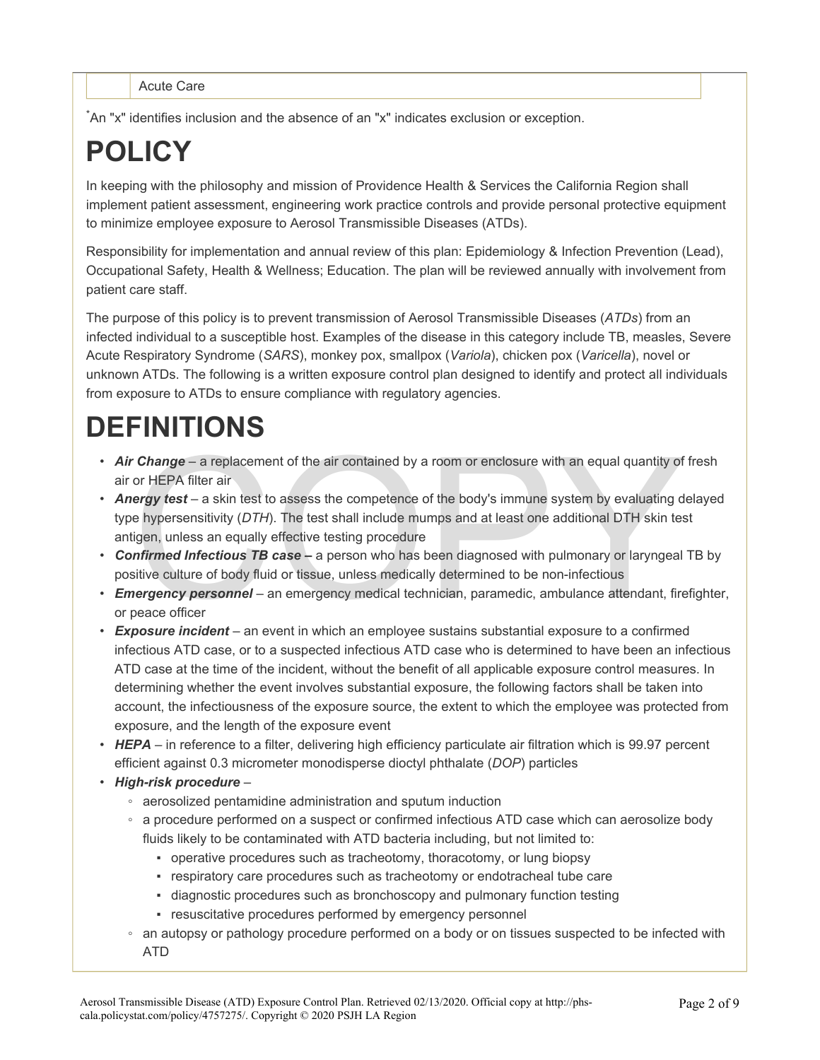| | Acute Care |
|---|---|

*An "x" identifies inclusion and the absence of an "x" indicates exclusion or exception.

# POLICY

In keeping with the philosophy and mission of Providence Health & Services the California Region shall implement patient assessment, engineering work practice controls and provide personal protective equipment to minimize employee exposure to Aerosol Transmissible Diseases (ATDs).

Responsibility for implementation and annual review of this plan: Epidemiology & Infection Prevention (Lead), Occupational Safety, Health & Wellness; Education. The plan will be reviewed annually with involvement from patient care staff.

The purpose of this policy is to prevent transmission of Aerosol Transmissible Diseases (*ATDs*) from an infected individual to a susceptible host. Examples of the disease in this category include TB, measles, Severe Acute Respiratory Syndrome (*SARS*), monkey pox, smallpox (*Variola*), chicken pox (*Varicella*), novel or unknown ATDs. The following is a written exposure control plan designed to identify and protect all individuals from exposure to ATDs to ensure compliance with regulatory agencies.

# DEFINITIONS

- ***Air Change*** – a replacement of the air contained by a room or enclosure with an equal quantity of fresh air or HEPA filter air
- ***Anergy test*** – a skin test to assess the competence of the body's immune system by evaluating delayed type hypersensitivity (*DTH*). The test shall include mumps and at least one additional DTH skin test antigen, unless an equally effective testing procedure
- ***Confirmed Infectious TB case –*** a person who has been diagnosed with pulmonary or laryngeal TB by positive culture of body fluid or tissue, unless medically determined to be non-infectious
- ***Emergency personnel*** – an emergency medical technician, paramedic, ambulance attendant, firefighter, or peace officer
- ***Exposure incident*** – an event in which an employee sustains substantial exposure to a confirmed infectious ATD case, or to a suspected infectious ATD case who is determined to have been an infectious ATD case at the time of the incident, without the benefit of all applicable exposure control measures. In determining whether the event involves substantial exposure, the following factors shall be taken into account, the infectiousness of the exposure source, the extent to which the employee was protected from exposure, and the length of the exposure event
- ***HEPA*** – in reference to a filter, delivering high efficiency particulate air filtration which is 99.97 percent efficient against 0.3 micrometer monodisperse dioctyl phthalate (*DOP*) particles
- ***High-risk procedure*** –
  - aerosolized pentamidine administration and sputum induction
  - a procedure performed on a suspect or confirmed infectious ATD case which can aerosolize body fluids likely to be contaminated with ATD bacteria including, but not limited to:
    - operative procedures such as tracheotomy, thoracotomy, or lung biopsy
    - respiratory care procedures such as tracheotomy or endotracheal tube care
    - diagnostic procedures such as bronchoscopy and pulmonary function testing
    - resuscitative procedures performed by emergency personnel
  - an autopsy or pathology procedure performed on a body or on tissues suspected to be infected with ATD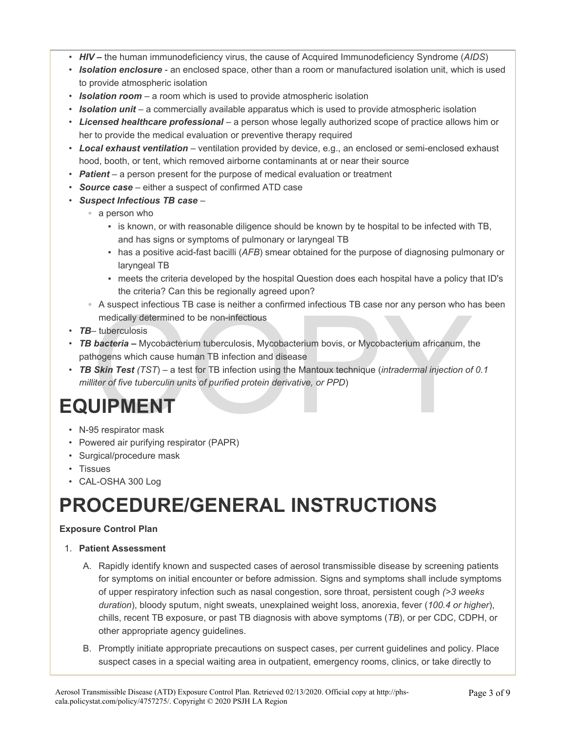- ***HIV –*** the human immunodeficiency virus, the cause of Acquired Immunodeficiency Syndrome (*AIDS*)
- ***Isolation enclosure*** - an enclosed space, other than a room or manufactured isolation unit, which is used to provide atmospheric isolation
- ***Isolation room*** – a room which is used to provide atmospheric isolation
- ***Isolation unit*** – a commercially available apparatus which is used to provide atmospheric isolation
- ***Licensed healthcare professional*** – a person whose legally authorized scope of practice allows him or her to provide the medical evaluation or preventive therapy required
- ***Local exhaust ventilation*** – ventilation provided by device, e.g., an enclosed or semi-enclosed exhaust hood, booth, or tent, which removed airborne contaminants at or near their source
- ***Patient*** – a person present for the purpose of medical evaluation or treatment
- ***Source case*** – either a suspect of confirmed ATD case
- ***Suspect Infectious TB case*** –
  - a person who
    - is known, or with reasonable diligence should be known by te hospital to be infected with TB, and has signs or symptoms of pulmonary or laryngeal TB
    - has a positive acid-fast bacilli (*AFB*) smear obtained for the purpose of diagnosing pulmonary or laryngeal TB
    - meets the criteria developed by the hospital Question does each hospital have a policy that ID's the criteria? Can this be regionally agreed upon?
  - A suspect infectious TB case is neither a confirmed infectious TB case nor any person who has been medically determined to be non-infectious
- ***TB***– tuberculosis
- ***TB bacteria –*** Mycobacterium tuberculosis, Mycobacterium bovis, or Mycobacterium africanum, the pathogens which cause human TB infection and disease
- ***TB Skin Test*** *(TST*) – a test for TB infection using the Mantoux technique (*intradermal injection of 0.1 milliter of five tuberculin units of purified protein derivative, or PPD*)

# EQUIPMENT

- N-95 respirator mask
- Powered air purifying respirator (PAPR)
- Surgical/procedure mask
- Tissues
- CAL-OSHA 300 Log

# PROCEDURE/GENERAL INSTRUCTIONS

**Exposure Control Plan**

1. **Patient Assessment**
   A. Rapidly identify known and suspected cases of aerosol transmissible disease by screening patients for symptoms on initial encounter or before admission. Signs and symptoms shall include symptoms of upper respiratory infection such as nasal congestion, sore throat, persistent cough *(>3 weeks duration*), bloody sputum, night sweats, unexplained weight loss, anorexia, fever (*100.4 or higher*), chills, recent TB exposure, or past TB diagnosis with above symptoms (*TB*), or per CDC, CDPH, or other appropriate agency guidelines.

   B. Promptly initiate appropriate precautions on suspect cases, per current guidelines and policy. Place suspect cases in a special waiting area in outpatient, emergency rooms, clinics, or take directly to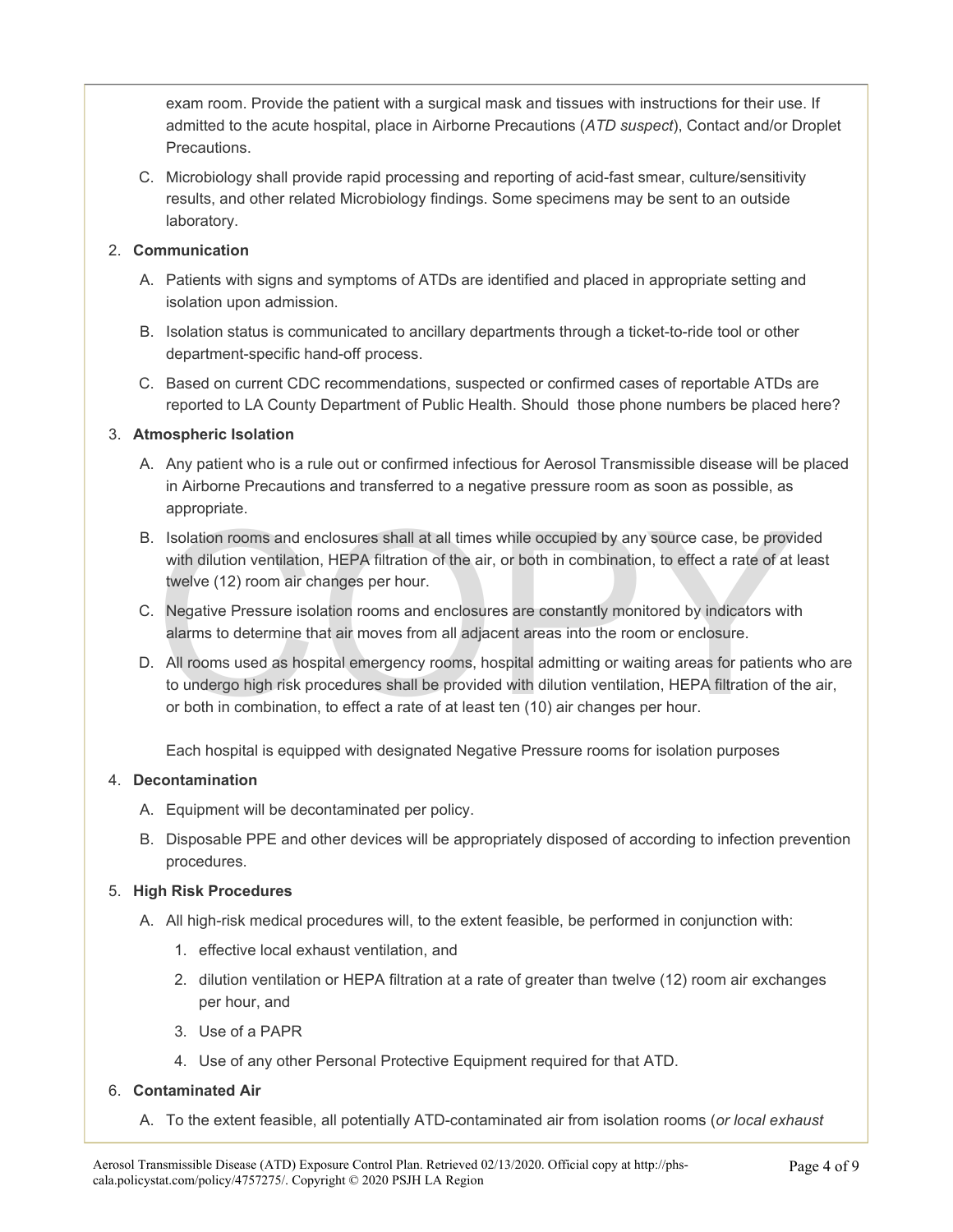exam room. Provide the patient with a surgical mask and tissues with instructions for their use. If admitted to the acute hospital, place in Airborne Precautions (*ATD suspect*), Contact and/or Droplet Precautions.

C. Microbiology shall provide rapid processing and reporting of acid-fast smear, culture/sensitivity results, and other related Microbiology findings. Some specimens may be sent to an outside laboratory.

2. **Communication**

   A. Patients with signs and symptoms of ATDs are identified and placed in appropriate setting and isolation upon admission.

   B. Isolation status is communicated to ancillary departments through a ticket-to-ride tool or other department-specific hand-off process.

   C. Based on current CDC recommendations, suspected or confirmed cases of reportable ATDs are reported to LA County Department of Public Health. Should those phone numbers be placed here?

3. **Atmospheric Isolation**

   A. Any patient who is a rule out or confirmed infectious for Aerosol Transmissible disease will be placed in Airborne Precautions and transferred to a negative pressure room as soon as possible, as appropriate.

   B. Isolation rooms and enclosures shall at all times while occupied by any source case, be provided with dilution ventilation, HEPA filtration of the air, or both in combination, to effect a rate of at least twelve (12) room air changes per hour.

   C. Negative Pressure isolation rooms and enclosures are constantly monitored by indicators with alarms to determine that air moves from all adjacent areas into the room or enclosure.

   D. All rooms used as hospital emergency rooms, hospital admitting or waiting areas for patients who are to undergo high risk procedures shall be provided with dilution ventilation, HEPA filtration of the air, or both in combination, to effect a rate of at least ten (10) air changes per hour.

      Each hospital is equipped with designated Negative Pressure rooms for isolation purposes

4. **Decontamination**

   A. Equipment will be decontaminated per policy.

   B. Disposable PPE and other devices will be appropriately disposed of according to infection prevention procedures.

5. **High Risk Procedures**

   A. All high-risk medical procedures will, to the extent feasible, be performed in conjunction with:

      1. effective local exhaust ventilation, and
      2. dilution ventilation or HEPA filtration at a rate of greater than twelve (12) room air exchanges per hour, and
      3. Use of a PAPR
      4. Use of any other Personal Protective Equipment required for that ATD.

6. **Contaminated Air**

   A. To the extent feasible, all potentially ATD-contaminated air from isolation rooms (*or local exhaust*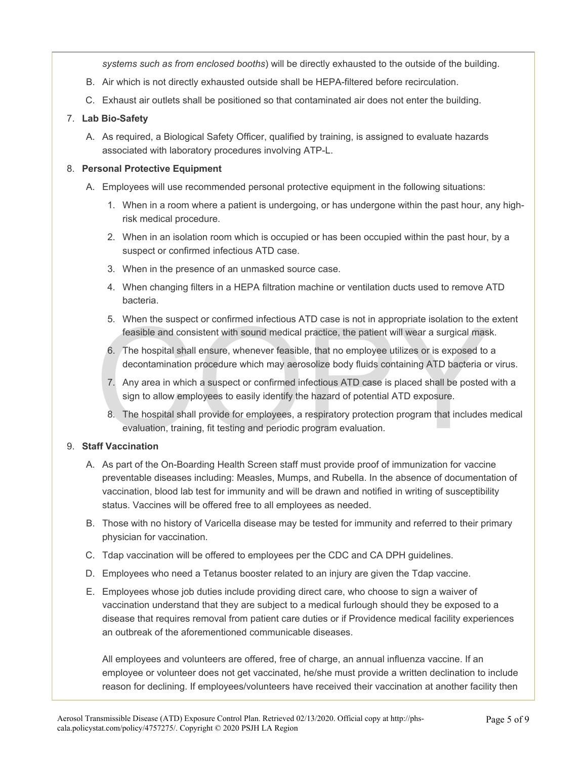*systems such as from enclosed booths*) will be directly exhausted to the outside of the building.

B. Air which is not directly exhausted outside shall be HEPA-filtered before recirculation.

C. Exhaust air outlets shall be positioned so that contaminated air does not enter the building.

7. **Lab Bio-Safety**

   A. As required, a Biological Safety Officer, qualified by training, is assigned to evaluate hazards associated with laboratory procedures involving ATP-L.

8. **Personal Protective Equipment**

   A. Employees will use recommended personal protective equipment in the following situations:

      1. When in a room where a patient is undergoing, or has undergone within the past hour, any high-risk medical procedure.
      2. When in an isolation room which is occupied or has been occupied within the past hour, by a suspect or confirmed infectious ATD case.
      3. When in the presence of an unmasked source case.
      4. When changing filters in a HEPA filtration machine or ventilation ducts used to remove ATD bacteria.
      5. When the suspect or confirmed infectious ATD case is not in appropriate isolation to the extent feasible and consistent with sound medical practice, the patient will wear a surgical mask.
      6. The hospital shall ensure, whenever feasible, that no employee utilizes or is exposed to a decontamination procedure which may aerosolize body fluids containing ATD bacteria or virus.
      7. Any area in which a suspect or confirmed infectious ATD case is placed shall be posted with a sign to allow employees to easily identify the hazard of potential ATD exposure.
      8. The hospital shall provide for employees, a respiratory protection program that includes medical evaluation, training, fit testing and periodic program evaluation.

9. **Staff Vaccination**

   A. As part of the On-Boarding Health Screen staff must provide proof of immunization for vaccine preventable diseases including: Measles, Mumps, and Rubella. In the absence of documentation of vaccination, blood lab test for immunity and will be drawn and notified in writing of susceptibility status. Vaccines will be offered free to all employees as needed.

   B. Those with no history of Varicella disease may be tested for immunity and referred to their primary physician for vaccination.

   C. Tdap vaccination will be offered to employees per the CDC and CA DPH guidelines.

   D. Employees who need a Tetanus booster related to an injury are given the Tdap vaccine.

   E. Employees whose job duties include providing direct care, who choose to sign a waiver of vaccination understand that they are subject to a medical furlough should they be exposed to a disease that requires removal from patient care duties or if Providence medical facility experiences an outbreak of the aforementioned communicable diseases.

   All employees and volunteers are offered, free of charge, an annual influenza vaccine. If an employee or volunteer does not get vaccinated, he/she must provide a written declination to include reason for declining. If employees/volunteers have received their vaccination at another facility then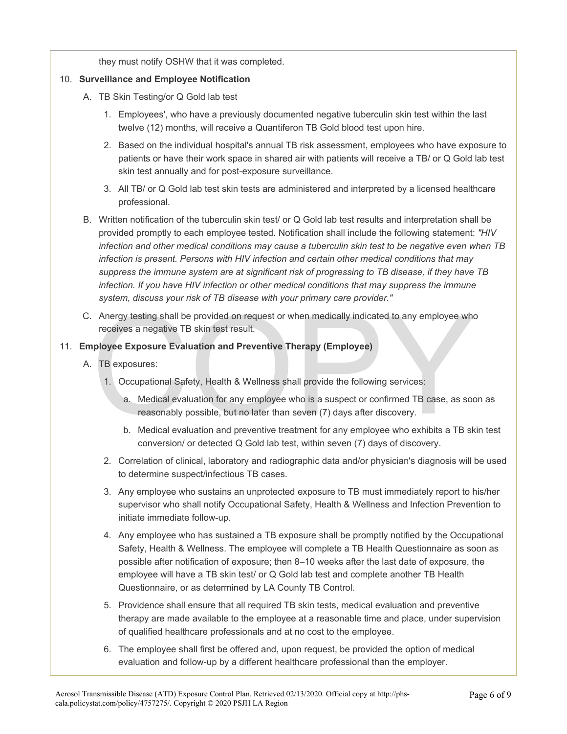they must notify OSHW that it was completed.

10. **Surveillance and Employee Notification**

    A. TB Skin Testing/or Q Gold lab test

       1. Employees', who have a previously documented negative tuberculin skin test within the last twelve (12) months, will receive a Quantiferon TB Gold blood test upon hire.

       2. Based on the individual hospital's annual TB risk assessment, employees who have exposure to patients or have their work space in shared air with patients will receive a TB/ or Q Gold lab test skin test annually and for post-exposure surveillance.

       3. All TB/ or Q Gold lab test skin tests are administered and interpreted by a licensed healthcare professional.

    B. Written notification of the tuberculin skin test/ or Q Gold lab test results and interpretation shall be provided promptly to each employee tested. Notification shall include the following statement: *"HIV infection and other medical conditions may cause a tuberculin skin test to be negative even when TB infection is present. Persons with HIV infection and certain other medical conditions that may suppress the immune system are at significant risk of progressing to TB disease, if they have TB infection. If you have HIV infection or other medical conditions that may suppress the immune system, discuss your risk of TB disease with your primary care provider."*

    C. Anergy testing shall be provided on request or when medically indicated to any employee who receives a negative TB skin test result.

11. **Employee Exposure Evaluation and Preventive Therapy (Employee)**

    A. TB exposures:

       1. Occupational Safety, Health & Wellness shall provide the following services:

          a. Medical evaluation for any employee who is a suspect or confirmed TB case, as soon as reasonably possible, but no later than seven (7) days after discovery.

          b. Medical evaluation and preventive treatment for any employee who exhibits a TB skin test conversion/ or detected Q Gold lab test, within seven (7) days of discovery.

       2. Correlation of clinical, laboratory and radiographic data and/or physician's diagnosis will be used to determine suspect/infectious TB cases.

       3. Any employee who sustains an unprotected exposure to TB must immediately report to his/her supervisor who shall notify Occupational Safety, Health & Wellness and Infection Prevention to initiate immediate follow-up.

       4. Any employee who has sustained a TB exposure shall be promptly notified by the Occupational Safety, Health & Wellness. The employee will complete a TB Health Questionnaire as soon as possible after notification of exposure; then 8–10 weeks after the last date of exposure, the employee will have a TB skin test/ or Q Gold lab test and complete another TB Health Questionnaire, or as determined by LA County TB Control.

       5. Providence shall ensure that all required TB skin tests, medical evaluation and preventive therapy are made available to the employee at a reasonable time and place, under supervision of qualified healthcare professionals and at no cost to the employee.

       6. The employee shall first be offered and, upon request, be provided the option of medical evaluation and follow-up by a different healthcare professional than the employer.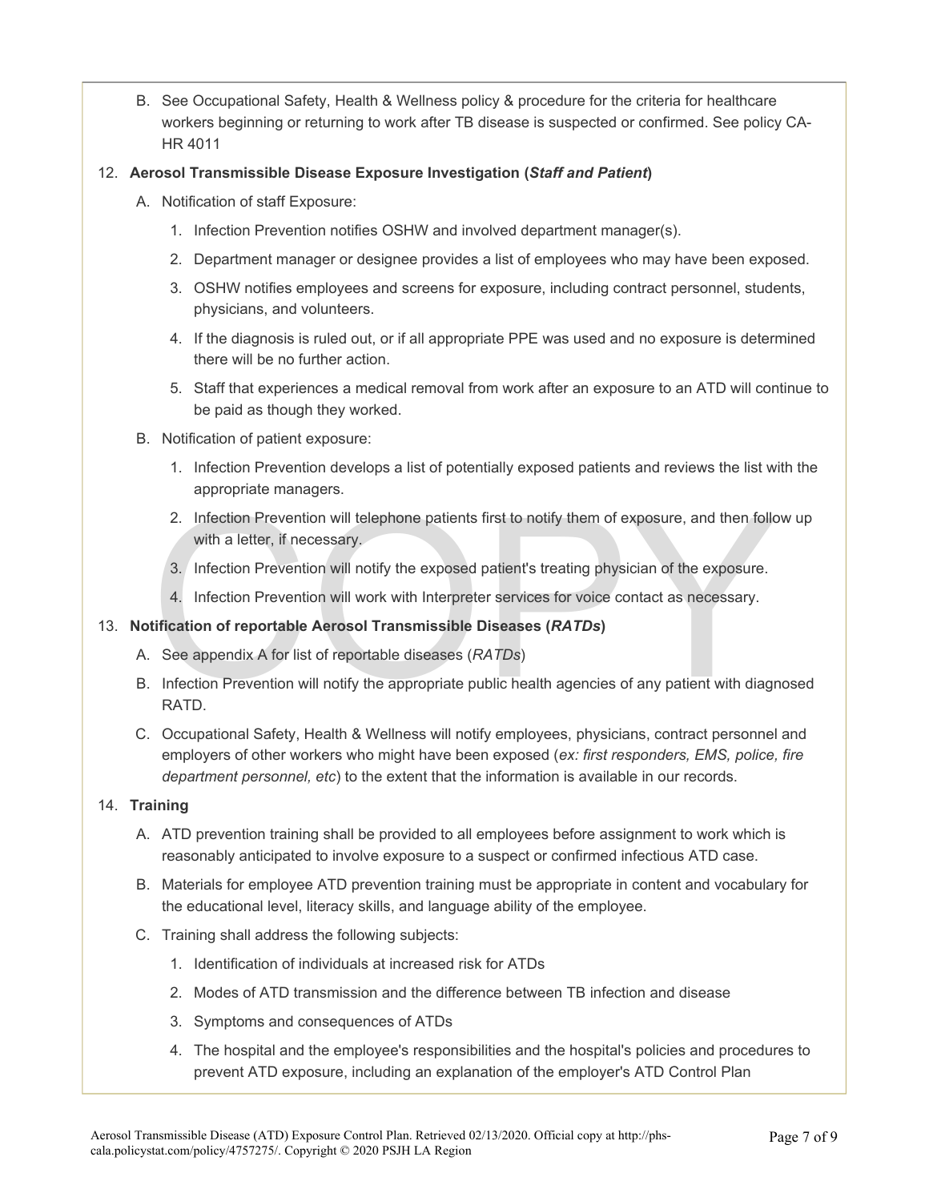B. See Occupational Safety, Health & Wellness policy & procedure for the criteria for healthcare workers beginning or returning to work after TB disease is suspected or confirmed. See policy CA-HR 4011

12. **Aerosol Transmissible Disease Exposure Investigation (*Staff and Patient*)**

    A. Notification of staff Exposure:

    1. Infection Prevention notifies OSHW and involved department manager(s).
    2. Department manager or designee provides a list of employees who may have been exposed.
    3. OSHW notifies employees and screens for exposure, including contract personnel, students, physicians, and volunteers.
    4. If the diagnosis is ruled out, or if all appropriate PPE was used and no exposure is determined there will be no further action.
    5. Staff that experiences a medical removal from work after an exposure to an ATD will continue to be paid as though they worked.

    B. Notification of patient exposure:

    1. Infection Prevention develops a list of potentially exposed patients and reviews the list with the appropriate managers.
    2. Infection Prevention will telephone patients first to notify them of exposure, and then follow up with a letter, if necessary.
    3. Infection Prevention will notify the exposed patient's treating physician of the exposure.
    4. Infection Prevention will work with Interpreter services for voice contact as necessary.

13. **Notification of reportable Aerosol Transmissible Diseases (*RATDs*)**

    A. See appendix A for list of reportable diseases (*RATDs*)

    B. Infection Prevention will notify the appropriate public health agencies of any patient with diagnosed RATD.

    C. Occupational Safety, Health & Wellness will notify employees, physicians, contract personnel and employers of other workers who might have been exposed (*ex: first responders, EMS, police, fire department personnel, etc*) to the extent that the information is available in our records.

14. **Training**

    A. ATD prevention training shall be provided to all employees before assignment to work which is reasonably anticipated to involve exposure to a suspect or confirmed infectious ATD case.

    B. Materials for employee ATD prevention training must be appropriate in content and vocabulary for the educational level, literacy skills, and language ability of the employee.

    C. Training shall address the following subjects:

    1. Identification of individuals at increased risk for ATDs
    2. Modes of ATD transmission and the difference between TB infection and disease
    3. Symptoms and consequences of ATDs
    4. The hospital and the employee's responsibilities and the hospital's policies and procedures to prevent ATD exposure, including an explanation of the employer's ATD Control Plan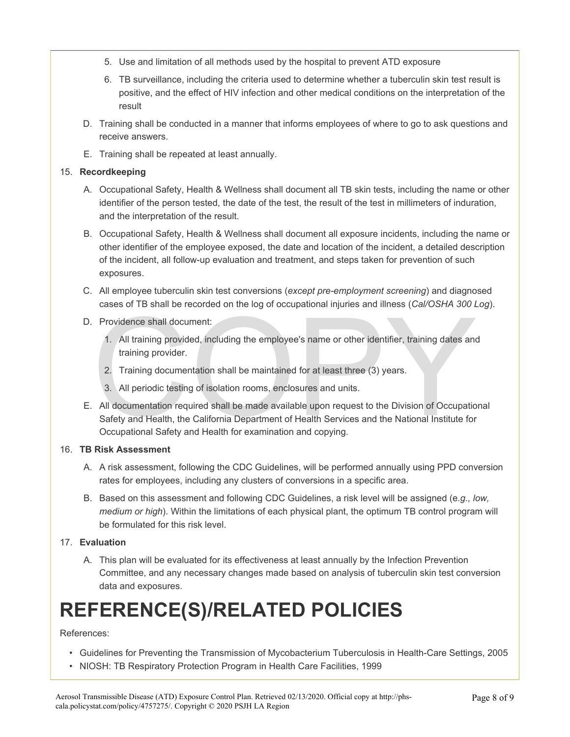5. Use and limitation of all methods used by the hospital to prevent ATD exposure
6. TB surveillance, including the criteria used to determine whether a tuberculin skin test result is positive, and the effect of HIV infection and other medical conditions on the interpretation of the result

D. Training shall be conducted in a manner that informs employees of where to go to ask questions and receive answers.

E. Training shall be repeated at least annually.

15. **Recordkeeping**

A. Occupational Safety, Health & Wellness shall document all TB skin tests, including the name or other identifier of the person tested, the date of the test, the result of the test in millimeters of induration, and the interpretation of the result.

B. Occupational Safety, Health & Wellness shall document all exposure incidents, including the name or other identifier of the employee exposed, the date and location of the incident, a detailed description of the incident, all follow-up evaluation and treatment, and steps taken for prevention of such exposures.

C. All employee tuberculin skin test conversions (*except pre-employment screening*) and diagnosed cases of TB shall be recorded on the log of occupational injuries and illness (*Cal/OSHA 300 Log*).

D. Providence shall document:

1. All training provided, including the employee's name or other identifier, training dates and training provider.
2. Training documentation shall be maintained for at least three (3) years.
3. All periodic testing of isolation rooms, enclosures and units.

E. All documentation required shall be made available upon request to the Division of Occupational Safety and Health, the California Department of Health Services and the National Institute for Occupational Safety and Health for examination and copying.

16. **TB Risk Assessment**

A. A risk assessment, following the CDC Guidelines, will be performed annually using PPD conversion rates for employees, including any clusters of conversions in a specific area.

B. Based on this assessment and following CDC Guidelines, a risk level will be assigned (e*.g., low, medium or high*). Within the limitations of each physical plant, the optimum TB control program will be formulated for this risk level.

17. **Evaluation**

A. This plan will be evaluated for its effectiveness at least annually by the Infection Prevention Committee, and any necessary changes made based on analysis of tuberculin skin test conversion data and exposures.

# REFERENCE(S)/RELATED POLICIES

References:

- Guidelines for Preventing the Transmission of Mycobacterium Tuberculosis in Health-Care Settings, 2005
- NIOSH: TB Respiratory Protection Program in Health Care Facilities, 1999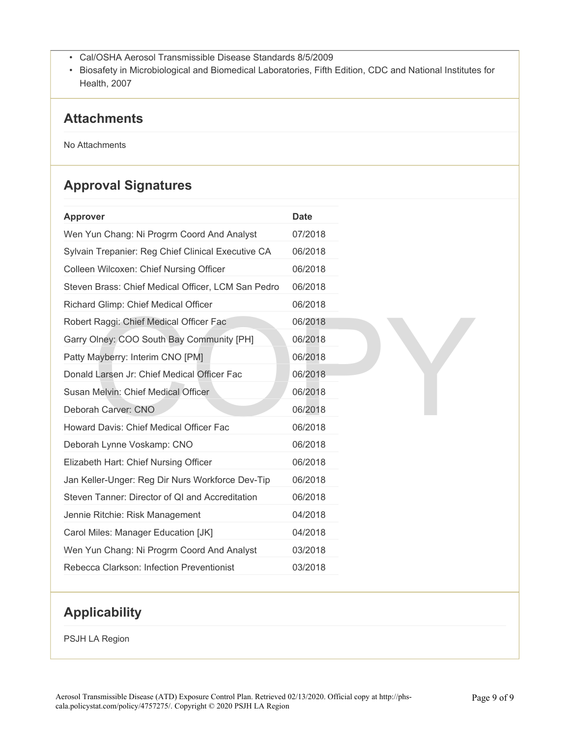- Cal/OSHA Aerosol Transmissible Disease Standards 8/5/2009
- Biosafety in Microbiological and Biomedical Laboratories, Fifth Edition, CDC and National Institutes for Health, 2007

## Attachments

No Attachments

## Approval Signatures

| Approver | Date |
|---|---|
| Wen Yun Chang: Ni Progrm Coord And Analyst | 07/2018 |
| Sylvain Trepanier: Reg Chief Clinical Executive CA | 06/2018 |
| Colleen Wilcoxen: Chief Nursing Officer | 06/2018 |
| Steven Brass: Chief Medical Officer, LCM San Pedro | 06/2018 |
| Richard Glimp: Chief Medical Officer | 06/2018 |
| Robert Raggi: Chief Medical Officer Fac | 06/2018 |
| Garry Olney: COO South Bay Community [PH] | 06/2018 |
| Patty Mayberry: Interim CNO [PM] | 06/2018 |
| Donald Larsen Jr: Chief Medical Officer Fac | 06/2018 |
| Susan Melvin: Chief Medical Officer | 06/2018 |
| Deborah Carver: CNO | 06/2018 |
| Howard Davis: Chief Medical Officer Fac | 06/2018 |
| Deborah Lynne Voskamp: CNO | 06/2018 |
| Elizabeth Hart: Chief Nursing Officer | 06/2018 |
| Jan Keller-Unger: Reg Dir Nurs Workforce Dev-Tip | 06/2018 |
| Steven Tanner: Director of QI and Accreditation | 06/2018 |
| Jennie Ritchie: Risk Management | 04/2018 |
| Carol Miles: Manager Education [JK] | 04/2018 |
| Wen Yun Chang: Ni Progrm Coord And Analyst | 03/2018 |
| Rebecca Clarkson: Infection Preventionist | 03/2018 |

## Applicability

PSJH LA Region

Aerosol Transmissible Disease (ATD) Exposure Control Plan. Retrieved 02/13/2020. Official copy at http://phs-cala.policystat.com/policy/4757275/. Copyright © 2020 PSJH LA Region